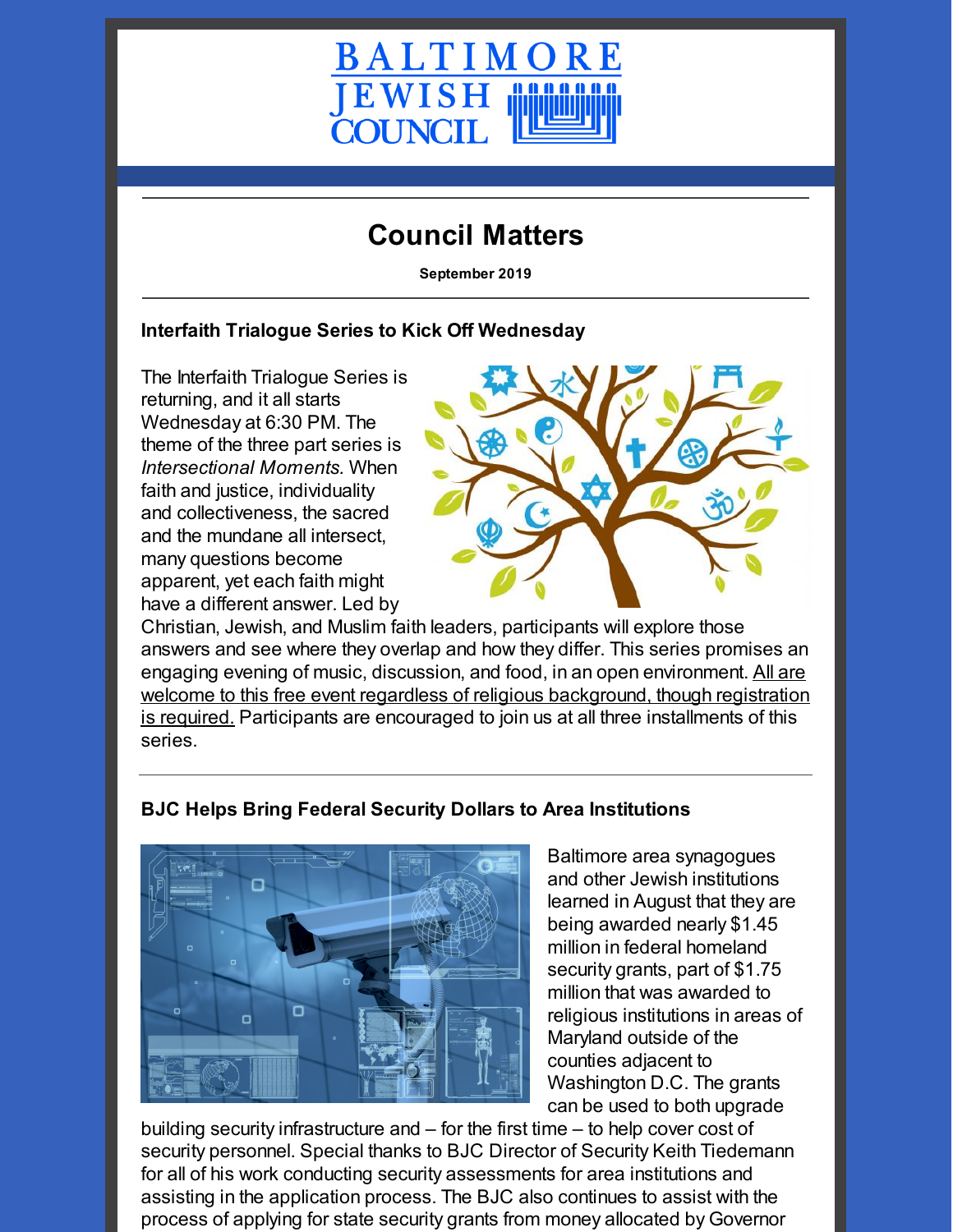# BALTIMORE JEWISH COUNCIL

## Council Matters

**September 2019**

### Interfaith Trialogue Series to Kick Off Wednesday

The Interfaith Trialogue Series is returning, and it all starts Wednesday at 6:30 PM. The theme of the three part series is *Intersectional Moments.* When faith and justice, individuality and collectiveness, the sacred and the mundane all intersect, many questions become apparent, yet each faith might have a different answer. Led by Christian, Jewish, and Muslim faith leaders, participants will explore those answers and see where they overlap and how they differ. This series promises an engaging evening of music, discussion, and food, in an open environment. All are welcome to this free event regardless of religious background, though registration is required. Participants are encouraged to join us at all three installments of this series.

### BJC Helps Bring Federal Security Dollars to Area Institutions

Baltimore area synagogues and other Jewish institutions learned in August that they are being awarded nearly $1.45 million in federal homeland security grants, part of $1.75 million that was awarded to religious institutions in areas of Maryland outside of the counties adjacent to Washington D.C. The grants can be used to both upgrade building security infrastructure and – for the first time – to help cover cost of security personnel. Special thanks to BJC Director of Security Keith Tiedemann for all of his work conducting security assessments for area institutions and assisting in the application process. The BJC also continues to assist with the process of applying for state security grants from money allocated by Governor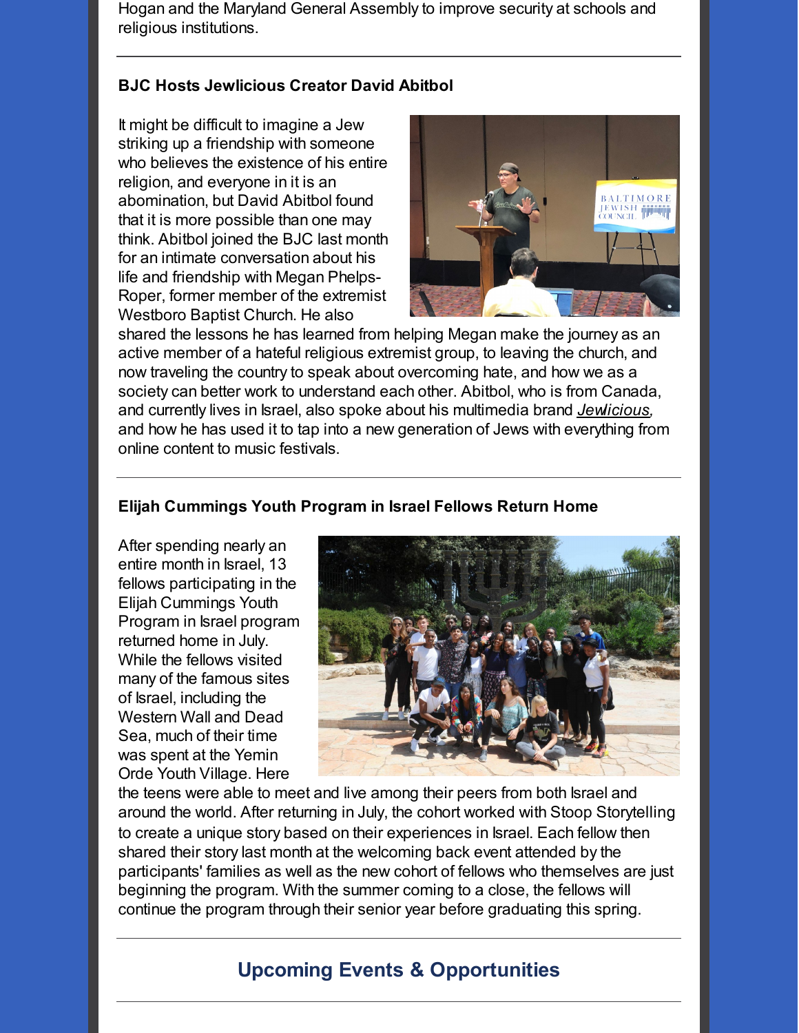Hogan and the Maryland General Assembly to improve security at schools and religious institutions.

---

**BJC Hosts Jewlicious Creator David Abitbol**

It might be difficult to imagine a Jew striking up a friendship with someone who believes the existence of his entire religion, and everyone in it is an abomination, but David Abitbol found that it is more possible than one may think. Abitbol joined the BJC last month for an intimate conversation about his life and friendship with Megan Phelps-Roper, former member of the extremist Westboro Baptist Church. He also shared the lessons he has learned from helping Megan make the journey as an active member of a hateful religious extremist group, to leaving the church, and now traveling the country to speak about overcoming hate, and how we as a society can better work to understand each other. Abitbol, who is from Canada, and currently lives in Israel, also spoke about his multimedia brand *Jewlicious*, and how he has used it to tap into a new generation of Jews with everything from online content to music festivals.

---

**Elijah Cummings Youth Program in Israel Fellows Return Home**

After spending nearly an entire month in Israel, 13 fellows participating in the Elijah Cummings Youth Program in Israel program returned home in July. While the fellows visited many of the famous sites of Israel, including the Western Wall and Dead Sea, much of their time was spent at the Yemin Orde Youth Village. Here the teens were able to meet and live among their peers from both Israel and around the world. After returning in July, the cohort worked with Stoop Storytelling to create a unique story based on their experiences in Israel. Each fellow then shared their story last month at the welcoming back event attended by the participants' families as well as the new cohort of fellows who themselves are just beginning the program. With the summer coming to a close, the fellows will continue the program through their senior year before graduating this spring.

---

## Upcoming Events & Opportunities

---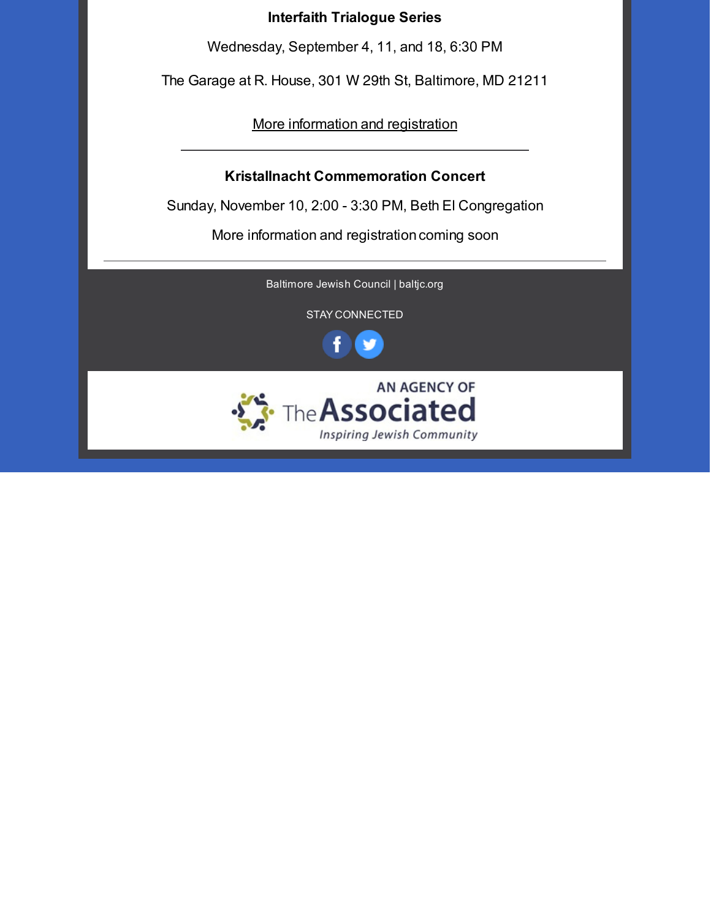**Interfaith Trialogue Series**

Wednesday, September 4, 11, and 18, 6:30 PM

The Garage at R. House, 301 W 29th St, Baltimore, MD 21211

More information and registration

---

**Kristallnacht Commemoration Concert**

Sunday, November 10, 2:00 - 3:30 PM, Beth El Congregation

More information and registration coming soon

---

Baltimore Jewish Council | baltjc.org

STAY CONNECTED

AN AGENCY OF The Associated

*Inspiring Jewish Community*